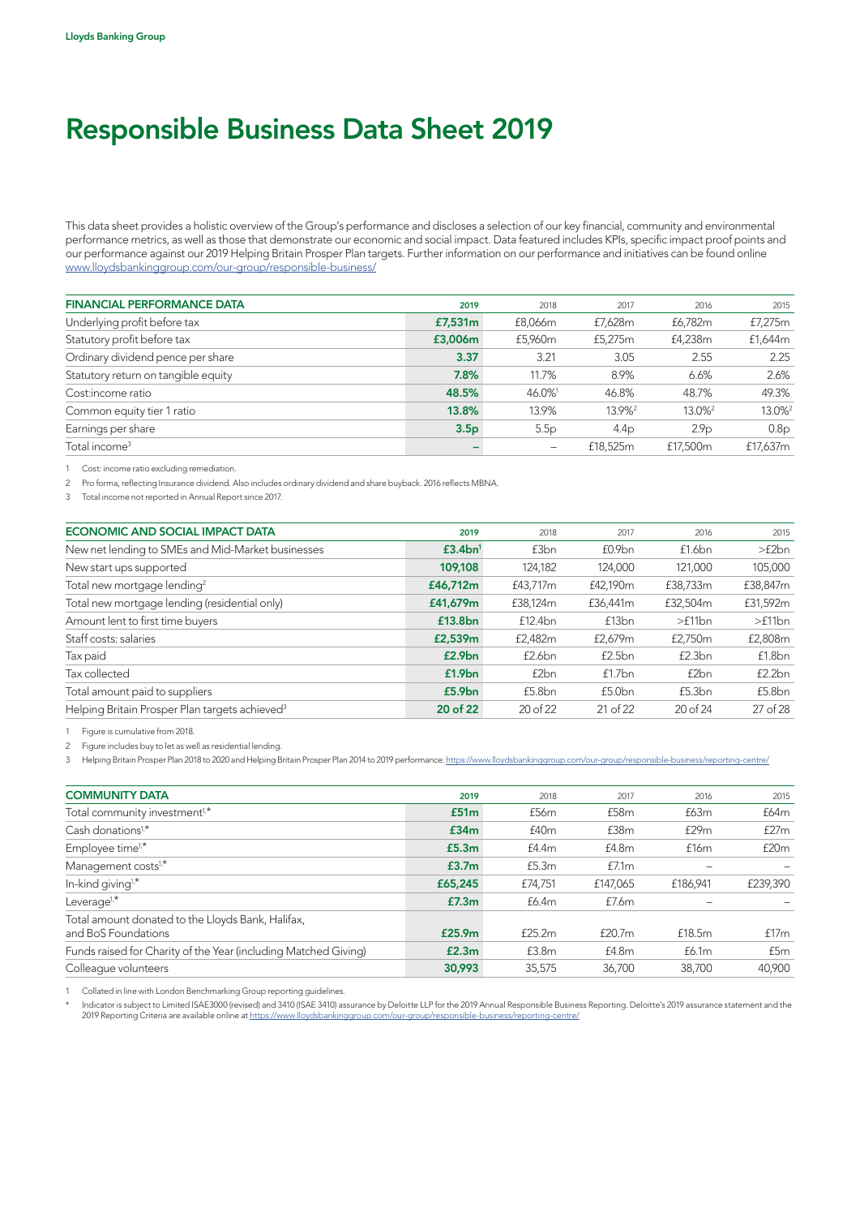Lloyds Banking Group

# Responsible Business Data Sheet 2019

This data sheet provides a holistic overview of the Group's performance and discloses a selection of our key financial, community and environmental performance metrics, as well as those that demonstrate our economic and social impact. Data featured includes KPIs, specific impact proof points and our performance against our 2019 Helping Britain Prosper Plan targets. Further information on our performance and initiatives can be found online www.lloydsbankinggroup.com/our-group/responsible-business/

| FINANCIAL PERFORMANCE DATA | 2019 | 2018 | 2017 | 2016 | 2015 |
|---|---|---|---|---|---|
| Underlying profit before tax | **£7,531m** | £8,066m | £7,628m | £6,782m | £7,275m |
| Statutory profit before tax | **£3,006m** | £5,960m | £5,275m | £4,238m | £1,644m |
| Ordinary dividend pence per share | **3.37** | 3.21 | 3.05 | 2.55 | 2.25 |
| Statutory return on tangible equity | **7.8%** | 11.7% | 8.9% | 6.6% | 2.6% |
| Cost:income ratio | **48.5%** | 46.0%[1] | 46.8% | 48.7% | 49.3% |
| Common equity tier 1 ratio | **13.8%** | 13.9% | 13.9%[2] | 13.0%[2] | 13.0%[2] |
| Earnings per share | **3.5p** | 5.5p | 4.4p | 2.9p | 0.8p |
| Total income[3] | **–** | – | £18,525m | £17,500m | £17,637m |

1 Cost: income ratio excluding remediation.

2 Pro forma, reflecting Insurance dividend. Also includes ordinary dividend and share buyback. 2016 reflects MBNA.

3 Total income not reported in Annual Report since 2017.

| ECONOMIC AND SOCIAL IMPACT DATA | 2019 | 2018 | 2017 | 2016 | 2015 |
|---|---|---|---|---|---|
| New net lending to SMEs and Mid-Market businesses | **£3.4bn[1]** | £3bn | £0.9bn | £1.6bn | >£2bn |
| New start ups supported | **109,108** | 124,182 | 124,000 | 121,000 | 105,000 |
| Total new mortgage lending[2] | **£46,712m** | £43,717m | £42,190m | £38,733m | £38,847m |
| Total new mortgage lending (residential only) | **£41,679m** | £38,124m | £36,441m | £32,504m | £31,592m |
| Amount lent to first time buyers | **£13.8bn** | £12.4bn | £13bn | >£11bn | >£11bn |
| Staff costs: salaries | **£2,539m** | £2,482m | £2,679m | £2,750m | £2,808m |
| Tax paid | **£2.9bn** | £2.6bn | £2.5bn | £2.3bn | £1.8bn |
| Tax collected | **£1.9bn** | £2bn | £1.7bn | £2bn | £2.2bn |
| Total amount paid to suppliers | **£5.9bn** | £5.8bn | £5.0bn | £5.3bn | £5.8bn |
| Helping Britain Prosper Plan targets achieved[3] | **20 of 22** | 20 of 22 | 21 of 22 | 20 of 24 | 27 of 28 |

1 Figure is cumulative from 2018.

2 Figure includes buy to let as well as residential lending.

3 Helping Britain Prosper Plan 2018 to 2020 and Helping Britain Prosper Plan 2014 to 2019 performance: https://www.lloydsbankinggroup.com/our-group/responsible-business/reporting-centre/

| COMMUNITY DATA | 2019 | 2018 | 2017 | 2016 | 2015 |
|---|---|---|---|---|---|
| Total community investment[1,*] | **£51m** | £56m | £58m | £63m | £64m |
| Cash donations[1,*] | **£34m** | £40m | £38m | £29m | £27m |
| Employee time[1,*] | **£5.3m** | £4.4m | £4.8m | £16m | £20m |
| Management costs[1,*] | **£3.7m** | £5.3m | £7.1m | – | – |
| In-kind giving[1,*] | **£65,245** | £74,751 | £147,065 | £186,941 | £239,390 |
| Leverage[1,*] | **£7.3m** | £6.4m | £7.6m | – | – |
| Total amount donated to the Lloyds Bank, Halifax, and BoS Foundations | **£25.9m** | £25.2m | £20.7m | £18.5m | £17m |
| Funds raised for Charity of the Year (including Matched Giving) | **£2.3m** | £3.8m | £4.8m | £6.1m | £5m |
| Colleague volunteers | **30,993** | 35,575 | 36,700 | 38,700 | 40,900 |

1 Collated in line with London Benchmarking Group reporting guidelines.

\* Indicator is subject to Limited ISAE3000 (revised) and 3410 (ISAE 3410) assurance by Deloitte LLP for the 2019 Annual Responsible Business Reporting. Deloitte's 2019 assurance statement and the 2019 Reporting Criteria are available online at https://www.lloydsbankinggroup.com/our-group/responsible-business/reporting-centre/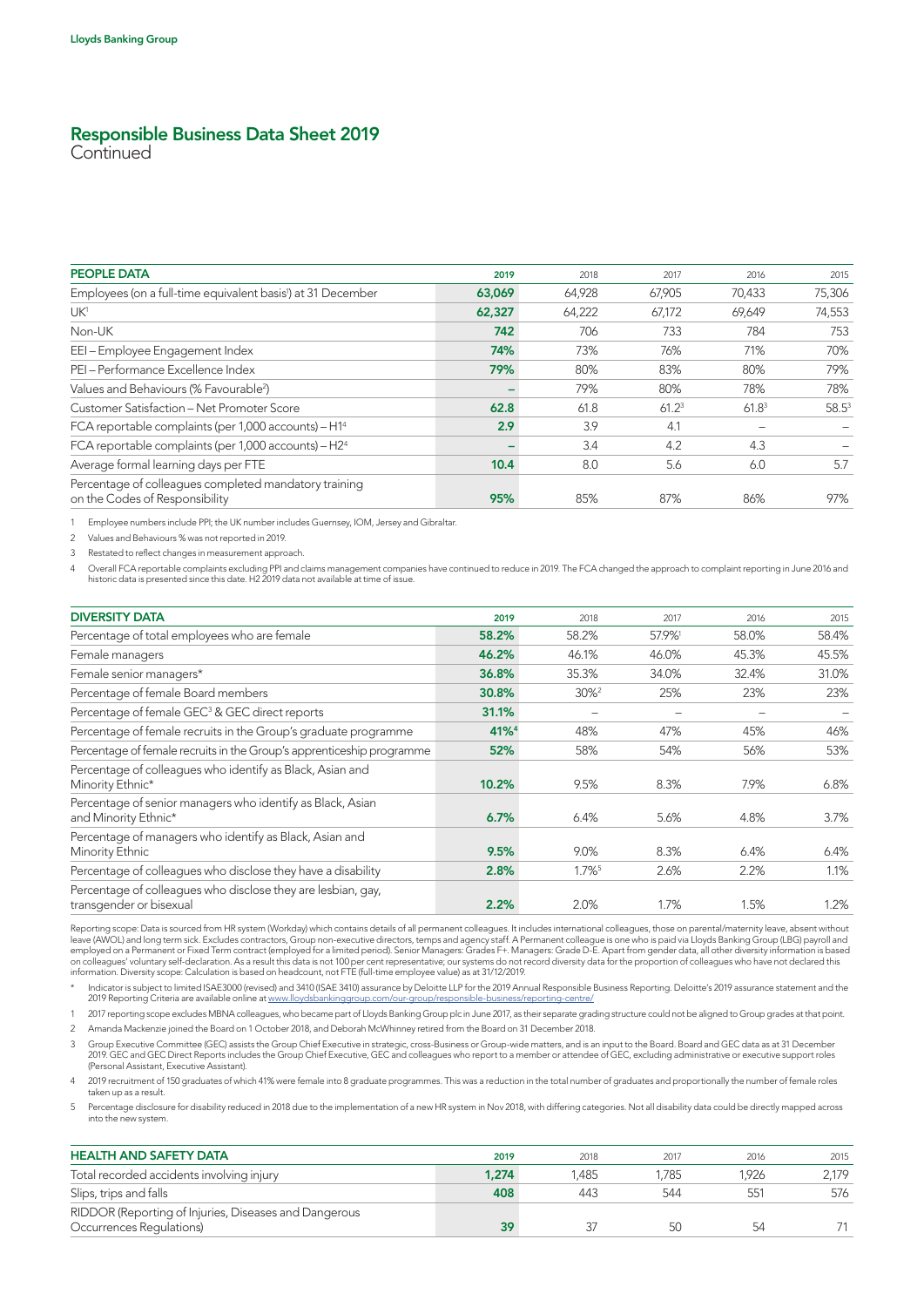# Responsible Business Data Sheet 2019

Continued

| PEOPLE DATA | 2019 | 2018 | 2017 | 2016 | 2015 |
|---|---|---|---|---|---|
| Employees (on a full-time equivalent basis[1]) at 31 December | **63,069** | 64,928 | 67,905 | 70,433 | 75,306 |
| UK[1] | **62,327** | 64,222 | 67,172 | 69,649 | 74,553 |
| Non-UK | **742** | 706 | 733 | 784 | 753 |
| EEI – Employee Engagement Index | **74%** | 73% | 76% | 71% | 70% |
| PEI – Performance Excellence Index | **79%** | 80% | 83% | 80% | 79% |
| Values and Behaviours (% Favourable[2]) | **–** | 79% | 80% | 78% | 78% |
| Customer Satisfaction – Net Promoter Score | **62.8** | 61.8 | 61.2[3] | 61.8[3] | 58.5[3] |
| FCA reportable complaints (per 1,000 accounts) – H1[4] | **2.9** | 3.9 | 4.1 | – | – |
| FCA reportable complaints (per 1,000 accounts) – H2[4] | **–** | 3.4 | 4.2 | 4.3 | – |
| Average formal learning days per FTE | **10.4** | 8.0 | 5.6 | 6.0 | 5.7 |
| Percentage of colleagues completed mandatory training on the Codes of Responsibility | **95%** | 85% | 87% | 86% | 97% |

1 Employee numbers include PPI; the UK number includes Guernsey, IOM, Jersey and Gibraltar.

2 Values and Behaviours % was not reported in 2019.

3 Restated to reflect changes in measurement approach.

4 Overall FCA reportable complaints excluding PPI and claims management companies have continued to reduce in 2019. The FCA changed the approach to complaint reporting in June 2016 and historic data is presented since this date. H2 2019 data not available at time of issue.

| DIVERSITY DATA | 2019 | 2018 | 2017 | 2016 | 2015 |
|---|---|---|---|---|---|
| Percentage of total employees who are female | **58.2%** | 58.2% | 57.9%[1] | 58.0% | 58.4% |
| Female managers | **46.2%** | 46.1% | 46.0% | 45.3% | 45.5% |
| Female senior managers* | **36.8%** | 35.3% | 34.0% | 32.4% | 31.0% |
| Percentage of female Board members | **30.8%** | 30%[2] | 25% | 23% | 23% |
| Percentage of female GEC[3] & GEC direct reports | **31.1%** | – | – | – | – |
| Percentage of female recruits in the Group's graduate programme | **41%[4]** | 48% | 47% | 45% | 46% |
| Percentage of female recruits in the Group's apprenticeship programme | **52%** | 58% | 54% | 56% | 53% |
| Percentage of colleagues who identify as Black, Asian and Minority Ethnic* | **10.2%** | 9.5% | 8.3% | 7.9% | 6.8% |
| Percentage of senior managers who identify as Black, Asian and Minority Ethnic* | **6.7%** | 6.4% | 5.6% | 4.8% | 3.7% |
| Percentage of managers who identify as Black, Asian and Minority Ethnic | **9.5%** | 9.0% | 8.3% | 6.4% | 6.4% |
| Percentage of colleagues who disclose they have a disability | **2.8%** | 1.7%[5] | 2.6% | 2.2% | 1.1% |
| Percentage of colleagues who disclose they are lesbian, gay, transgender or bisexual | **2.2%** | 2.0% | 1.7% | 1.5% | 1.2% |

Reporting scope: Data is sourced from HR system (Workday) which contains details of all permanent colleagues. It includes international colleagues, those on parental/maternity leave, absent without leave (AWOL) and long term sick. Excludes contractors, Group non-executive directors, temps and agency staff. A Permanent colleague is one who is paid via Lloyds Banking Group (LBG) payroll and employed on a Permanent or Fixed Term contract (employed for a limited period). Senior Managers: Grades F+. Managers: Grade D-E. Apart from gender data, all other diversity information is based on colleagues' voluntary self-declaration. As a result this data is not 100 per cent representative; our systems do not record diversity data for the proportion of colleagues who have not declared this information. Diversity scope: Calculation is based on headcount, not FTE (full-time employee value) as at 31/12/2019.

\* Indicator is subject to limited ISAE3000 (revised) and 3410 (ISAE 3410) assurance by Deloitte LLP for the 2019 Annual Responsible Business Reporting. Deloitte's 2019 assurance statement and the 2019 Reporting Criteria are available online at www.lloydsbankinggroup.com/our-group/responsible-business/reporting-centre/

1 2017 reporting scope excludes MBNA colleagues, who became part of Lloyds Banking Group plc in June 2017, as their separate grading structure could not be aligned to Group grades at that point.

2 Amanda Mackenzie joined the Board on 1 October 2018, and Deborah McWhinney retired from the Board on 31 December 2018.

3 Group Executive Committee (GEC) assists the Group Chief Executive in strategic, cross-Business or Group-wide matters, and is an input to the Board. Board and GEC data as at 31 December 2019. GEC and GEC Direct Reports includes the Group Chief Executive, GEC and colleagues who report to a member or attendee of GEC, excluding administrative or executive support roles (Personal Assistant, Executive Assistant).

4 2019 recruitment of 150 graduates of which 41% were female into 8 graduate programmes. This was a reduction in the total number of graduates and proportionally the number of female roles taken up as a result.

5 Percentage disclosure for disability reduced in 2018 due to the implementation of a new HR system in Nov 2018, with differing categories. Not all disability data could be directly mapped across into the new system.

| HEALTH AND SAFETY DATA | 2019 | 2018 | 2017 | 2016 | 2015 |
|---|---|---|---|---|---|
| Total recorded accidents involving injury | **1,274** | 1,485 | 1,785 | 1,926 | 2,179 |
| Slips, trips and falls | **408** | 443 | 544 | 551 | 576 |
| RIDDOR (Reporting of Injuries, Diseases and Dangerous Occurrences Regulations) | **39** | 37 | 50 | 54 | 71 |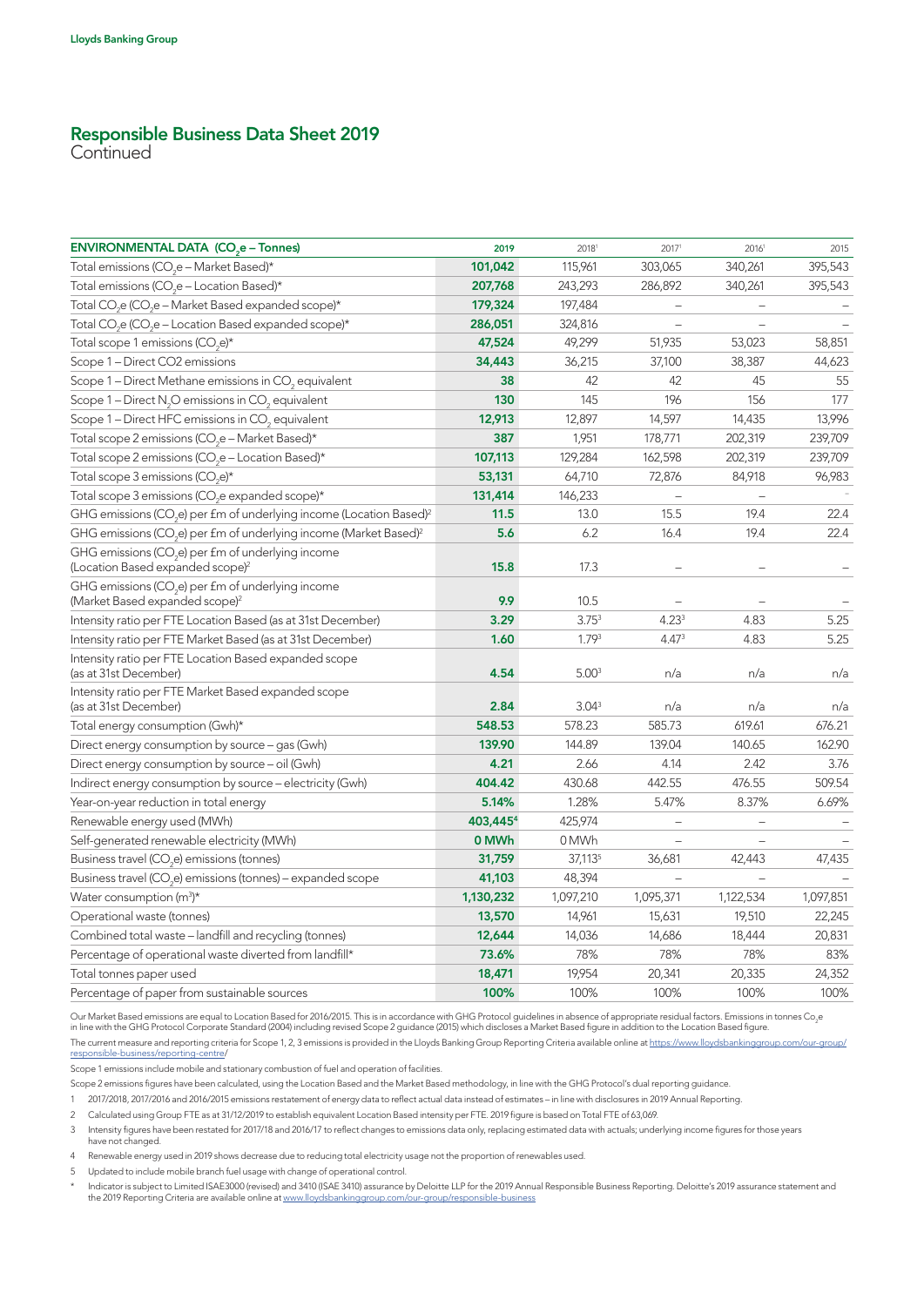# Responsible Business Data Sheet 2019

Continued

| ENVIRONMENTAL DATA ($CO_2e$ – Tonnes) | 2019 | 2018[1] | 2017[1] | 2016[1] | 2015 |
|---|---|---|---|---|---|
| Total emissions ($CO_2e$ – Market Based)* | **101,042** | 115,961 | 303,065 | 340,261 | 395,543 |
| Total emissions ($CO_2e$ – Location Based)* | **207,768** | 243,293 | 286,892 | 340,261 | 395,543 |
| Total $CO_2e$ ($CO_2e$ – Market Based expanded scope)* | **179,324** | 197,484 | – | – | – |
| Total $CO_2e$ ($CO_2e$ – Location Based expanded scope)* | **286,051** | 324,816 | – | – | – |
| Total scope 1 emissions ($CO_2e$)* | **47,524** | 49,299 | 51,935 | 53,023 | 58,851 |
| Scope 1 – Direct CO2 emissions | **34,443** | 36,215 | 37,100 | 38,387 | 44,623 |
| Scope 1 – Direct Methane emissions in $CO_2$ equivalent | **38** | 42 | 42 | 45 | 55 |
| Scope 1 – Direct $N_2O$ emissions in $CO_2$ equivalent | **130** | 145 | 196 | 156 | 177 |
| Scope 1 – Direct HFC emissions in $CO_2$ equivalent | **12,913** | 12,897 | 14,597 | 14,435 | 13,996 |
| Total scope 2 emissions ($CO_2e$ – Market Based)* | **387** | 1,951 | 178,771 | 202,319 | 239,709 |
| Total scope 2 emissions ($CO_2e$ – Location Based)* | **107,113** | 129,284 | 162,598 | 202,319 | 239,709 |
| Total scope 3 emissions ($CO_2e$)* | **53,131** | 64,710 | 72,876 | 84,918 | 96,983 |
| Total scope 3 emissions ($CO_2e$ expanded scope)* | **131,414** | 146,233 | – | – | – |
| GHG emissions ($CO_2e$) per £m of underlying income (Location Based)[2] | **11.5** | 13.0 | 15.5 | 19.4 | 22.4 |
| GHG emissions ($CO_2e$) per £m of underlying income (Market Based)[2] | **5.6** | 6.2 | 16.4 | 19.4 | 22.4 |
| GHG emissions ($CO_2e$) per £m of underlying income (Location Based expanded scope)[2] | **15.8** | 17.3 | – | – | – |
| GHG emissions ($CO_2e$) per £m of underlying income (Market Based expanded scope)[2] | **9.9** | 10.5 | – | – | – |
| Intensity ratio per FTE Location Based (as at 31st December) | **3.29** | 3.75[3] | 4.23[3] | 4.83 | 5.25 |
| Intensity ratio per FTE Market Based (as at 31st December) | **1.60** | 1.79[3] | 4.47[3] | 4.83 | 5.25 |
| Intensity ratio per FTE Location Based expanded scope (as at 31st December) | **4.54** | 5.00[3] | n/a | n/a | n/a |
| Intensity ratio per FTE Market Based expanded scope (as at 31st December) | **2.84** | 3.04[3] | n/a | n/a | n/a |
| Total energy consumption (Gwh)* | **548.53** | 578.23 | 585.73 | 619.61 | 676.21 |
| Direct energy consumption by source – gas (Gwh) | **139.90** | 144.89 | 139.04 | 140.65 | 162.90 |
| Direct energy consumption by source – oil (Gwh) | **4.21** | 2.66 | 4.14 | 2.42 | 3.76 |
| Indirect energy consumption by source – electricity (Gwh) | **404.42** | 430.68 | 442.55 | 476.55 | 509.54 |
| Year-on-year reduction in total energy | **5.14%** | 1.28% | 5.47% | 8.37% | 6.69% |
| Renewable energy used (MWh) | **403,445[4]** | 425,974 | – | – | – |
| Self-generated renewable electricity (MWh) | **0 MWh** | 0 MWh | – | – | – |
| Business travel ($CO_2e$) emissions (tonnes) | **31,759** | 37,113[5] | 36,681 | 42,443 | 47,435 |
| Business travel ($CO_2e$) emissions (tonnes) – expanded scope | **41,103** | 48,394 | – | – | – |
| Water consumption ($m^3$)* | **1,130,232** | 1,097,210 | 1,095,371 | 1,122,534 | 1,097,851 |
| Operational waste (tonnes) | **13,570** | 14,961 | 15,631 | 19,510 | 22,245 |
| Combined total waste – landfill and recycling (tonnes) | **12,644** | 14,036 | 14,686 | 18,444 | 20,831 |
| Percentage of operational waste diverted from landfill* | **73.6%** | 78% | 78% | 78% | 83% |
| Total tonnes paper used | **18,471** | 19,954 | 20,341 | 20,335 | 24,352 |
| Percentage of paper from sustainable sources | **100%** | 100% | 100% | 100% | 100% |

Our Market Based emissions are equal to Location Based for 2016/2015. This is in accordance with GHG Protocol guidelines in absence of appropriate residual factors. Emissions in tonnes $Co_2e$ in line with the GHG Protocol Corporate Standard (2004) including revised Scope 2 guidance (2015) which discloses a Market Based figure in addition to the Location Based figure.

The current measure and reporting criteria for Scope 1, 2, 3 emissions is provided in the Lloyds Banking Group Reporting Criteria available online at https://www.lloydsbankinggroup.com/our-group/responsible-business/reporting-centre/

Scope 1 emissions include mobile and stationary combustion of fuel and operation of facilities.

Scope 2 emissions figures have been calculated, using the Location Based and the Market Based methodology, in line with the GHG Protocol's dual reporting guidance.

1 2017/2018, 2017/2016 and 2016/2015 emissions restatement of energy data to reflect actual data instead of estimates – in line with disclosures in 2019 Annual Reporting.

2 Calculated using Group FTE as at 31/12/2019 to establish equivalent Location Based intensity per FTE. 2019 figure is based on Total FTE of 63,069.

3 Intensity figures have been restated for 2017/18 and 2016/17 to reflect changes to emissions data only, replacing estimated data with actuals; underlying income figures for those years have not changed.

4 Renewable energy used in 2019 shows decrease due to reducing total electricity usage not the proportion of renewables used.

5 Updated to include mobile branch fuel usage with change of operational control.

* Indicator is subject to Limited ISAE3000 (revised) and 3410 (ISAE 3410) assurance by Deloitte LLP for the 2019 Annual Responsible Business Reporting. Deloitte's 2019 assurance statement and the 2019 Reporting Criteria are available online at www.lloydsbankinggroup.com/our-group/responsible-business